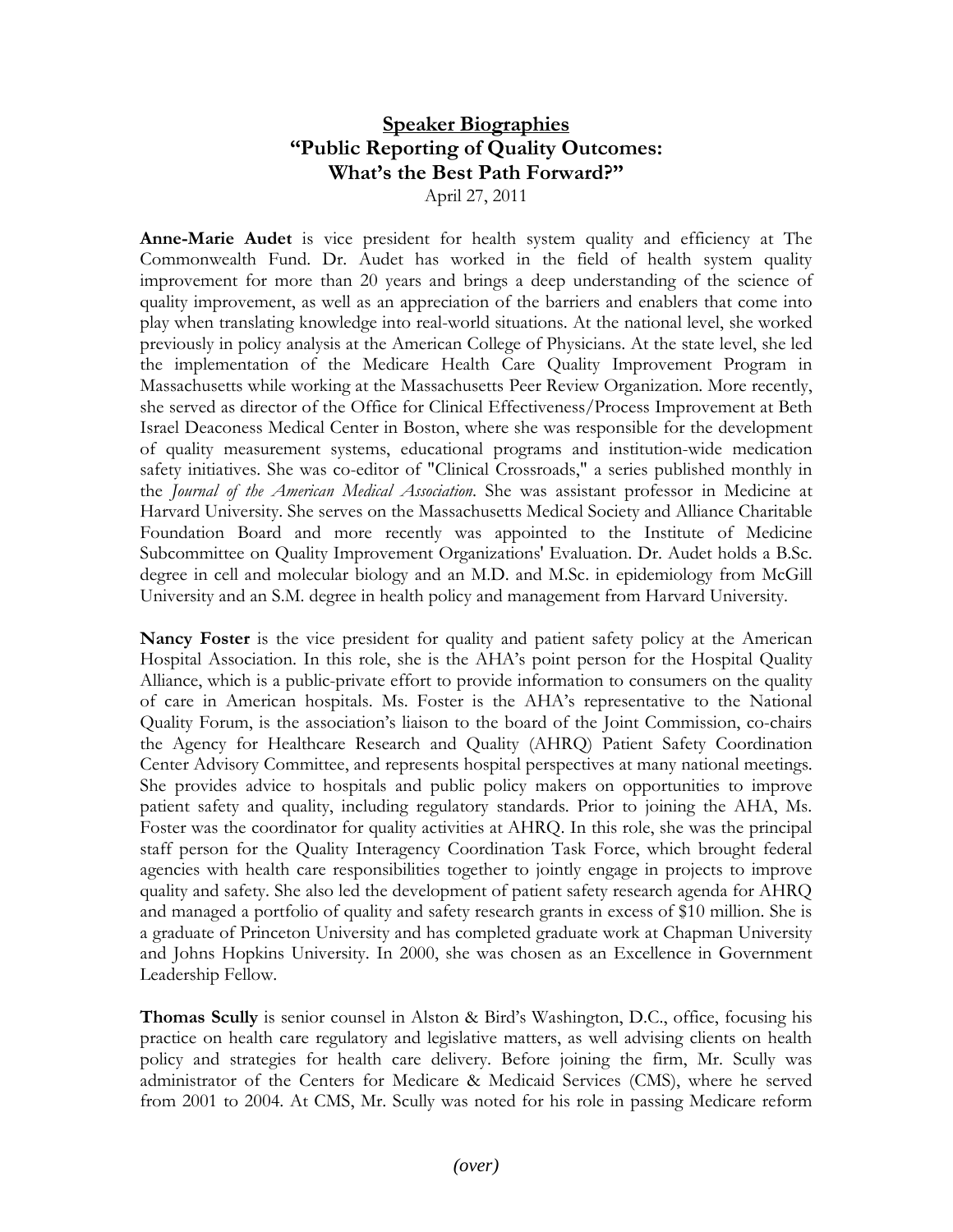# Speaker Biographies

## "Public Reporting of Quality Outcomes: What's the Best Path Forward?"

April 27, 2011

**Anne-Marie Audet** is vice president for health system quality and efficiency at The Commonwealth Fund. Dr. Audet has worked in the field of health system quality improvement for more than 20 years and brings a deep understanding of the science of quality improvement, as well as an appreciation of the barriers and enablers that come into play when translating knowledge into real-world situations. At the national level, she worked previously in policy analysis at the American College of Physicians. At the state level, she led the implementation of the Medicare Health Care Quality Improvement Program in Massachusetts while working at the Massachusetts Peer Review Organization. More recently, she served as director of the Office for Clinical Effectiveness/Process Improvement at Beth Israel Deaconess Medical Center in Boston, where she was responsible for the development of quality measurement systems, educational programs and institution-wide medication safety initiatives. She was co-editor of "Clinical Crossroads," a series published monthly in the *Journal of the American Medical Association*. She was assistant professor in Medicine at Harvard University. She serves on the Massachusetts Medical Society and Alliance Charitable Foundation Board and more recently was appointed to the Institute of Medicine Subcommittee on Quality Improvement Organizations' Evaluation. Dr. Audet holds a B.Sc. degree in cell and molecular biology and an M.D. and M.Sc. in epidemiology from McGill University and an S.M. degree in health policy and management from Harvard University.

**Nancy Foster** is the vice president for quality and patient safety policy at the American Hospital Association. In this role, she is the AHA's point person for the Hospital Quality Alliance, which is a public-private effort to provide information to consumers on the quality of care in American hospitals. Ms. Foster is the AHA's representative to the National Quality Forum, is the association's liaison to the board of the Joint Commission, co-chairs the Agency for Healthcare Research and Quality (AHRQ) Patient Safety Coordination Center Advisory Committee, and represents hospital perspectives at many national meetings. She provides advice to hospitals and public policy makers on opportunities to improve patient safety and quality, including regulatory standards. Prior to joining the AHA, Ms. Foster was the coordinator for quality activities at AHRQ. In this role, she was the principal staff person for the Quality Interagency Coordination Task Force, which brought federal agencies with health care responsibilities together to jointly engage in projects to improve quality and safety. She also led the development of patient safety research agenda for AHRQ and managed a portfolio of quality and safety research grants in excess of $10 million. She is a graduate of Princeton University and has completed graduate work at Chapman University and Johns Hopkins University. In 2000, she was chosen as an Excellence in Government Leadership Fellow.

**Thomas Scully** is senior counsel in Alston & Bird's Washington, D.C., office, focusing his practice on health care regulatory and legislative matters, as well advising clients on health policy and strategies for health care delivery. Before joining the firm, Mr. Scully was administrator of the Centers for Medicare & Medicaid Services (CMS), where he served from 2001 to 2004. At CMS, Mr. Scully was noted for his role in passing Medicare reform

*(over)*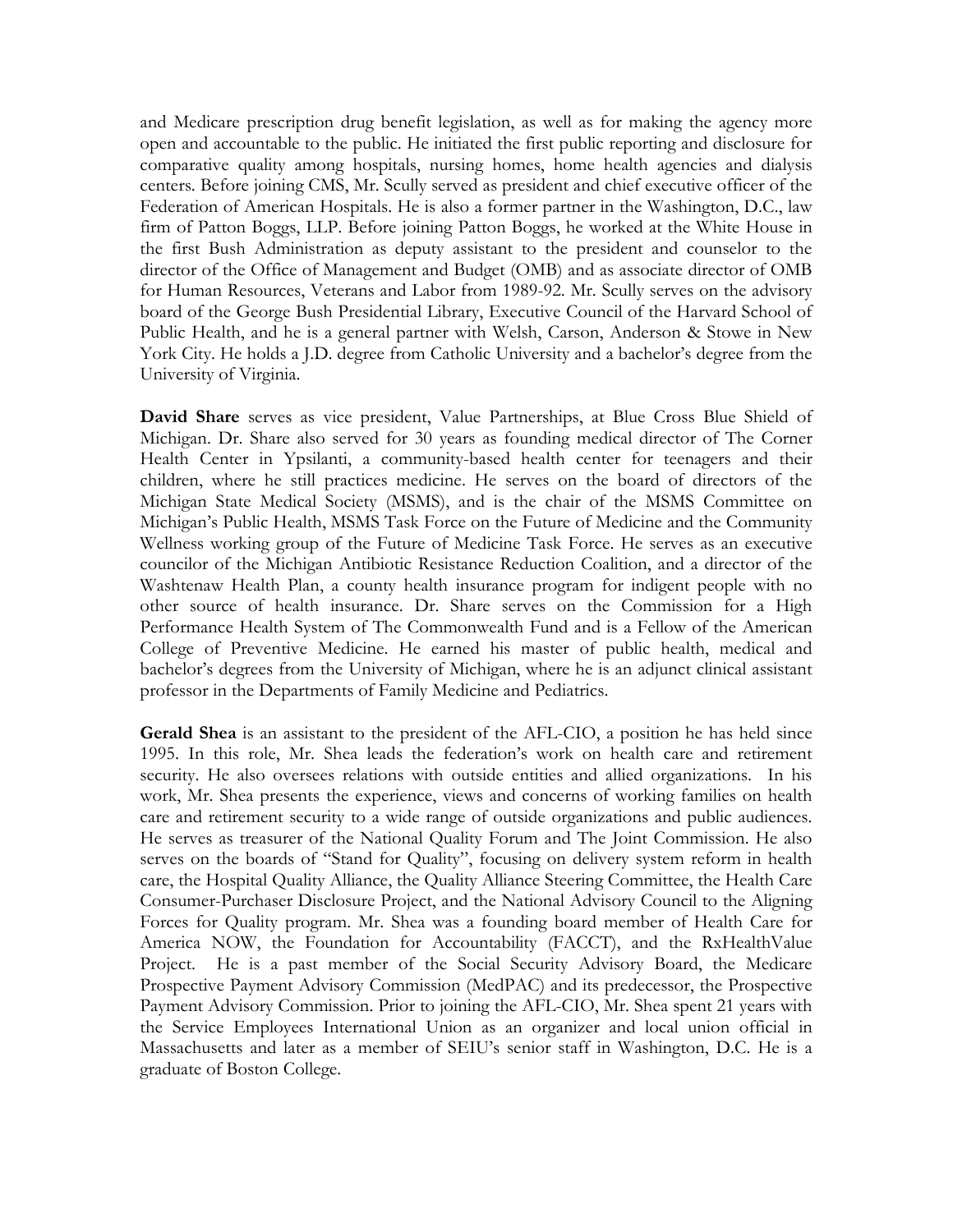and Medicare prescription drug benefit legislation, as well as for making the agency more open and accountable to the public. He initiated the first public reporting and disclosure for comparative quality among hospitals, nursing homes, home health agencies and dialysis centers. Before joining CMS, Mr. Scully served as president and chief executive officer of the Federation of American Hospitals. He is also a former partner in the Washington, D.C., law firm of Patton Boggs, LLP. Before joining Patton Boggs, he worked at the White House in the first Bush Administration as deputy assistant to the president and counselor to the director of the Office of Management and Budget (OMB) and as associate director of OMB for Human Resources, Veterans and Labor from 1989-92. Mr. Scully serves on the advisory board of the George Bush Presidential Library, Executive Council of the Harvard School of Public Health, and he is a general partner with Welsh, Carson, Anderson & Stowe in New York City. He holds a J.D. degree from Catholic University and a bachelor's degree from the University of Virginia.

**David Share** serves as vice president, Value Partnerships, at Blue Cross Blue Shield of Michigan. Dr. Share also served for 30 years as founding medical director of The Corner Health Center in Ypsilanti, a community-based health center for teenagers and their children, where he still practices medicine. He serves on the board of directors of the Michigan State Medical Society (MSMS), and is the chair of the MSMS Committee on Michigan's Public Health, MSMS Task Force on the Future of Medicine and the Community Wellness working group of the Future of Medicine Task Force. He serves as an executive councilor of the Michigan Antibiotic Resistance Reduction Coalition, and a director of the Washtenaw Health Plan, a county health insurance program for indigent people with no other source of health insurance. Dr. Share serves on the Commission for a High Performance Health System of The Commonwealth Fund and is a Fellow of the American College of Preventive Medicine. He earned his master of public health, medical and bachelor's degrees from the University of Michigan, where he is an adjunct clinical assistant professor in the Departments of Family Medicine and Pediatrics.

**Gerald Shea** is an assistant to the president of the AFL-CIO, a position he has held since 1995. In this role, Mr. Shea leads the federation's work on health care and retirement security. He also oversees relations with outside entities and allied organizations. In his work, Mr. Shea presents the experience, views and concerns of working families on health care and retirement security to a wide range of outside organizations and public audiences. He serves as treasurer of the National Quality Forum and The Joint Commission. He also serves on the boards of "Stand for Quality", focusing on delivery system reform in health care, the Hospital Quality Alliance, the Quality Alliance Steering Committee, the Health Care Consumer-Purchaser Disclosure Project, and the National Advisory Council to the Aligning Forces for Quality program. Mr. Shea was a founding board member of Health Care for America NOW, the Foundation for Accountability (FACCT), and the RxHealthValue Project. He is a past member of the Social Security Advisory Board, the Medicare Prospective Payment Advisory Commission (MedPAC) and its predecessor, the Prospective Payment Advisory Commission. Prior to joining the AFL-CIO, Mr. Shea spent 21 years with the Service Employees International Union as an organizer and local union official in Massachusetts and later as a member of SEIU's senior staff in Washington, D.C. He is a graduate of Boston College.